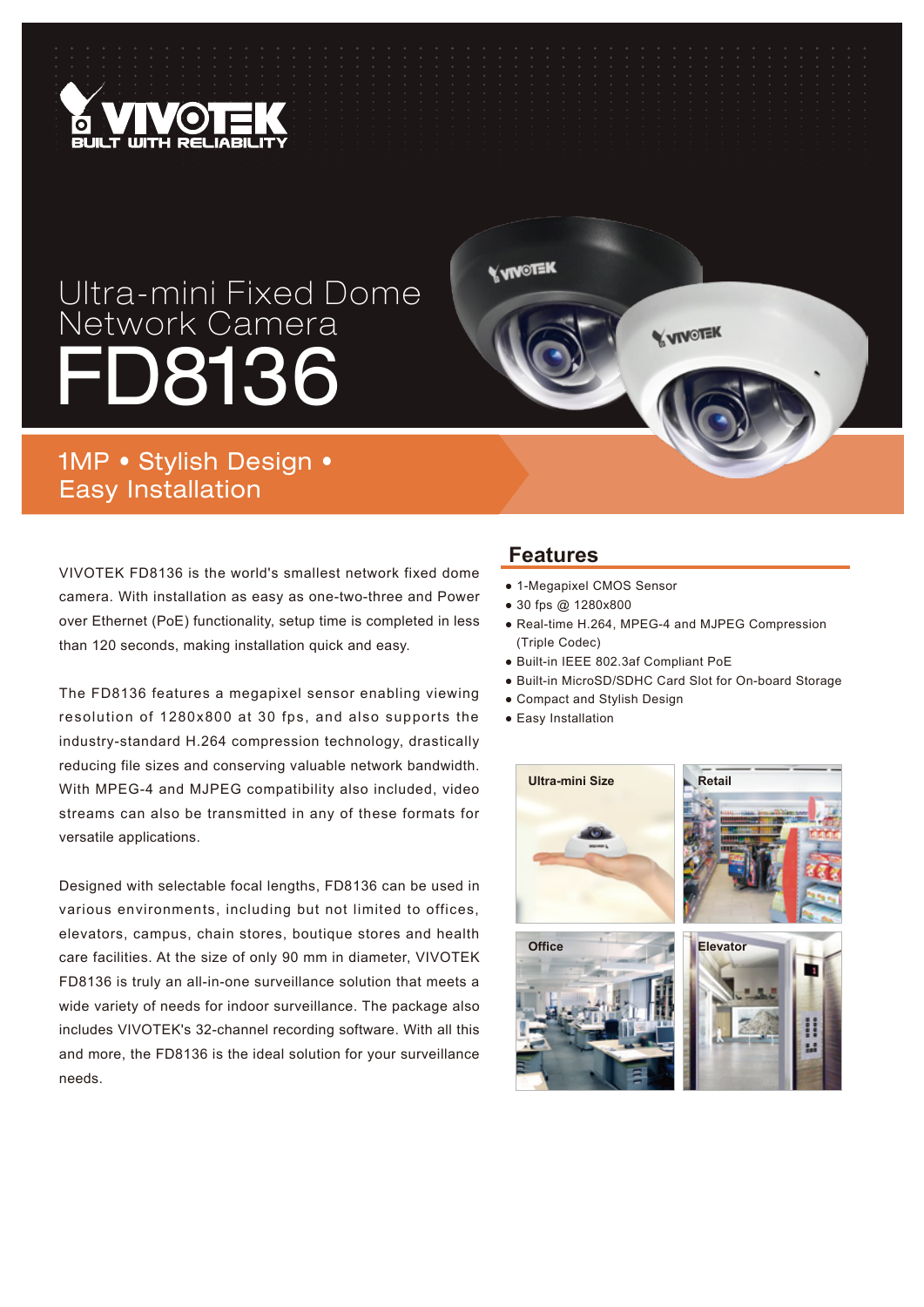VIVOTEK BUILT WITH RELIABILITY

# Ultra-mini Fixed Dome Network Camera FD8136

## 1MP • Stylish Design • Easy Installation

VIVOTEK FD8136 is the world's smallest network fixed dome camera. With installation as easy as one-two-three and Power over Ethernet (PoE) functionality, setup time is completed in less than 120 seconds, making installation quick and easy.

The FD8136 features a megapixel sensor enabling viewing resolution of 1280x800 at 30 fps, and also supports the industry-standard H.264 compression technology, drastically reducing file sizes and conserving valuable network bandwidth. With MPEG-4 and MJPEG compatibility also included, video streams can also be transmitted in any of these formats for versatile applications.

Designed with selectable focal lengths, FD8136 can be used in various environments, including but not limited to offices, elevators, campus, chain stores, boutique stores and health care facilities. At the size of only 90 mm in diameter, VIVOTEK FD8136 is truly an all-in-one surveillance solution that meets a wide variety of needs for indoor surveillance. The package also includes VIVOTEK's 32-channel recording software. With all this and more, the FD8136 is the ideal solution for your surveillance needs.

## Features

- 1-Megapixel CMOS Sensor
- 30 fps @ 1280x800
- Real-time H.264, MPEG-4 and MJPEG Compression (Triple Codec)
- Built-in IEEE 802.3af Compliant PoE
- Built-in MicroSD/SDHC Card Slot for On-board Storage
- Compact and Stylish Design
- Easy Installation

Ultra-mini Size

Retail

Office

Elevator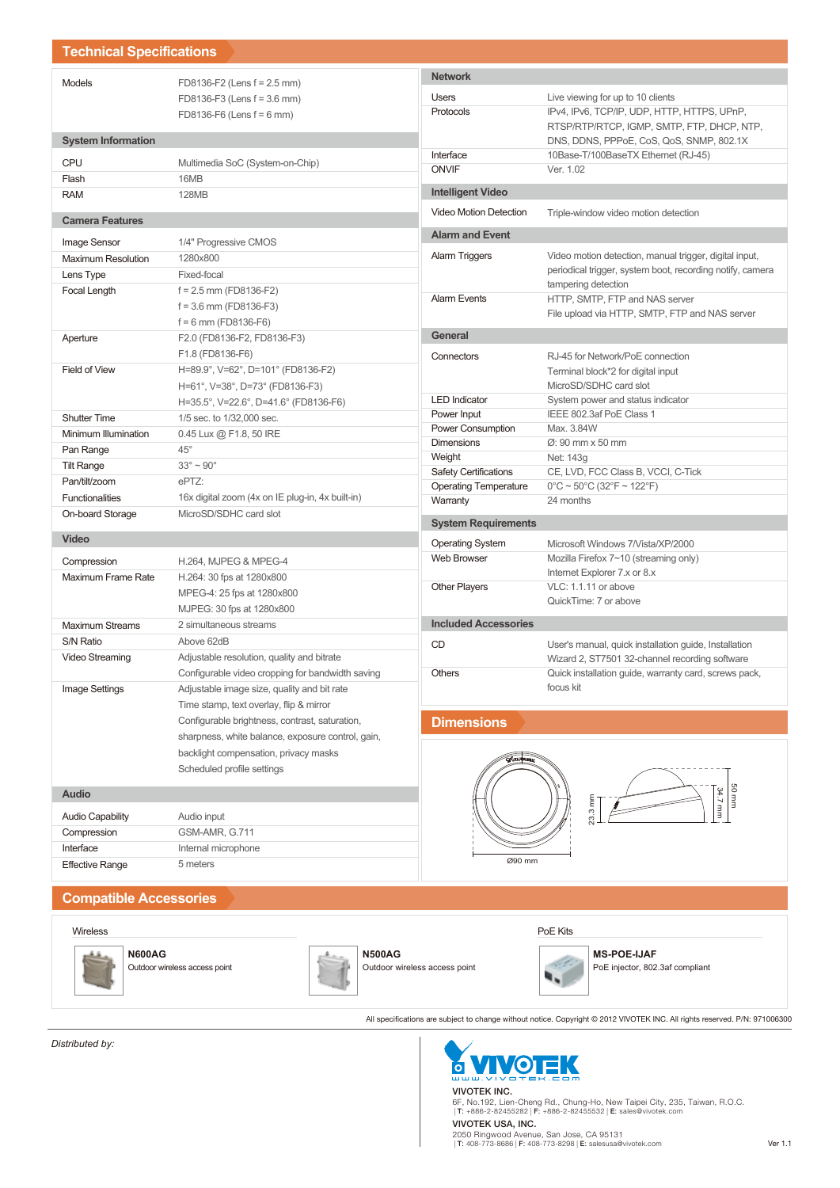## Technical Specifications

| | |
|---|---|
| Models | FD8136-F2 (Lens f = 2.5 mm)<br>FD8136-F3 (Lens f = 3.6 mm)<br>FD8136-F6 (Lens f = 6 mm) |
| **System Information** | |
| CPU | Multimedia SoC (System-on-Chip) |
| Flash | 16MB |
| RAM | 128MB |
| **Camera Features** | |
| Image Sensor | 1/4" Progressive CMOS |
| Maximum Resolution | 1280x800 |
| Lens Type | Fixed-focal |
| Focal Length | f = 2.5 mm (FD8136-F2)<br>f = 3.6 mm (FD8136-F3)<br>f = 6 mm (FD8136-F6) |
| Aperture | F2.0 (FD8136-F2, FD8136-F3)<br>F1.8 (FD8136-F6) |
| Field of View | H=89.9°, V=62°, D=101° (FD8136-F2)<br>H=61°, V=38°, D=73° (FD8136-F3)<br>H=35.5°, V=22.6°, D=41.6° (FD8136-F6) |
| Shutter Time | 1/5 sec. to 1/32,000 sec. |
| Minimum Illumination | 0.45 Lux @ F1.8, 50 IRE |
| Pan Range | 45° |
| Tilt Range | 33° ~ 90° |
| Pan/tilt/zoom Functionalities | ePTZ:<br>16x digital zoom (4x on IE plug-in, 4x built-in) |
| On-board Storage | MicroSD/SDHC card slot |
| **Video** | |
| Compression | H.264, MJPEG & MPEG-4 |
| Maximum Frame Rate | H.264: 30 fps at 1280x800<br>MPEG-4: 25 fps at 1280x800<br>MJPEG: 30 fps at 1280x800 |
| Maximum Streams | 2 simultaneous streams |
| S/N Ratio | Above 62dB |
| Video Streaming | Adjustable resolution, quality and bitrate<br>Configurable video cropping for bandwidth saving |
| Image Settings | Adjustable image size, quality and bit rate<br>Time stamp, text overlay, flip & mirror<br>Configurable brightness, contrast, saturation, sharpness, white balance, exposure control, gain, backlight compensation, privacy masks<br>Scheduled profile settings |
| **Audio** | |
| Audio Capability | Audio input |
| Compression | GSM-AMR, G.711 |
| Interface | Internal microphone |
| Effective Range | 5 meters |
| **Network** | |
| Users | Live viewing for up to 10 clients |
| Protocols | IPv4, IPv6, TCP/IP, UDP, HTTP, HTTPS, UPnP, RTSP/RTP/RTCP, IGMP, SMTP, FTP, DHCP, NTP, DNS, DDNS, PPPoE, CoS, QoS, SNMP, 802.1X |
| Interface | 10Base-T/100BaseTX Ethernet (RJ-45) |
| ONVIF | Ver. 1.02 |
| **Intelligent Video** | |
| Video Motion Detection | Triple-window video motion detection |
| **Alarm and Event** | |
| Alarm Triggers | Video motion detection, manual trigger, digital input, periodical trigger, system boot, recording notify, camera tampering detection |
| Alarm Events | HTTP, SMTP, FTP and NAS server<br>File upload via HTTP, SMTP, FTP and NAS server |
| **General** | |
| Connectors | RJ-45 for Network/PoE connection<br>Terminal block*2 for digital input<br>MicroSD/SDHC card slot |
| LED Indicator | System power and status indicator |
| Power Input | IEEE 802.3af PoE Class 1 |
| Power Consumption | Max. 3.84W |
| Dimensions | Ø: 90 mm x 50 mm |
| Weight | Net: 143g |
| Safety Certifications | CE, LVD, FCC Class B, VCCI, C-Tick |
| Operating Temperature | 0°C ~ 50°C (32°F ~ 122°F) |
| Warranty | 24 months |
| **System Requirements** | |
| Operating System | Microsoft Windows 7/Vista/XP/2000 |
| Web Browser | Mozilla Firefox 7~10 (streaming only)<br>Internet Explorer 7.x or 8.x |
| Other Players | VLC: 1.1.11 or above<br>QuickTime: 7 or above |
| **Included Accessories** | |
| CD | User's manual, quick installation guide, Installation Wizard 2, ST7501 32-channel recording software |
| Others | Quick installation guide, warranty card, screws pack, focus kit |

## Dimensions

Ø90 mm

23.3 mm

34.7 mm

50 mm

## Compatible Accessories

**Wireless**

**N600AG**
Outdoor wireless access point

**N500AG**
Outdoor wireless access point

**PoE Kits**

**MS-POE-IJAF**
PoE injector, 802.3af compliant

All specifications are subject to change without notice. Copyright © 2012 VIVOTEK INC. All rights reserved. P/N: 971006300

*Distributed by:*

VIVOTEK
www.vivotek.com

**VIVOTEK INC.**
6F, No.192, Lien-Cheng Rd., Chung-Ho, New Taipei City, 235, Taiwan, R.O.C.
| T: +886-2-82455282 | F: +886-2-82455532 | E: sales@vivotek.com

**VIVOTEK USA, INC.**
2050 Ringwood Avenue, San Jose, CA 95131
| T: 408-773-8686 | F: 408-773-8298 | E: salesusa@vivotek.com

Ver 1.1